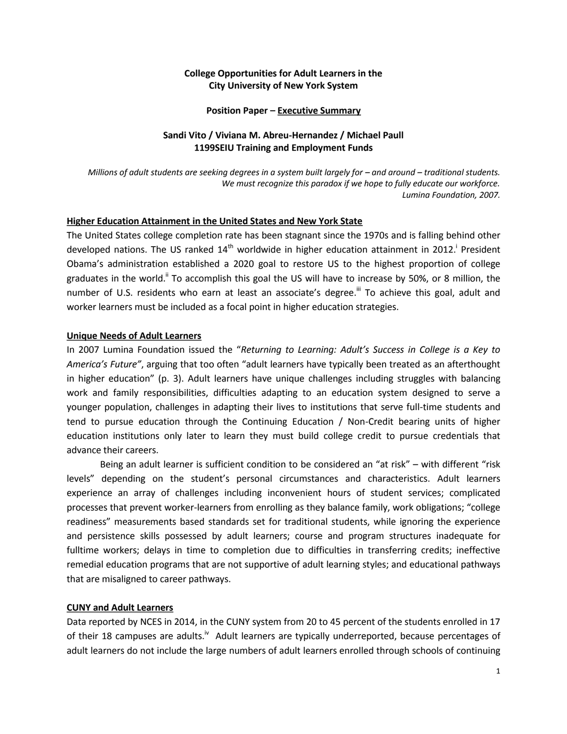# College Opportunities for Adult Learners in the City University of New York System

## Position Paper – Executive Summary

**Sandi Vito / Viviana M. Abreu-Hernandez / Michael Paull**
**1199SEIU Training and Employment Funds**

*Millions of adult students are seeking degrees in a system built largely for – and around – traditional students. We must recognize this paradox if we hope to fully educate our workforce.*
*Lumina Foundation, 2007.*

### Higher Education Attainment in the United States and New York State

The United States college completion rate has been stagnant since the 1970s and is falling behind other developed nations. The US ranked 14th worldwide in higher education attainment in 2012.[i] President Obama's administration established a 2020 goal to restore US to the highest proportion of college graduates in the world.[ii] To accomplish this goal the US will have to increase by 50%, or 8 million, the number of U.S. residents who earn at least an associate's degree.[iii] To achieve this goal, adult and worker learners must be included as a focal point in higher education strategies.

### Unique Needs of Adult Learners

In 2007 Lumina Foundation issued the "*Returning to Learning: Adult's Success in College is a Key to America's Future*", arguing that too often "adult learners have typically been treated as an afterthought in higher education" (p. 3). Adult learners have unique challenges including struggles with balancing work and family responsibilities, difficulties adapting to an education system designed to serve a younger population, challenges in adapting their lives to institutions that serve full-time students and tend to pursue education through the Continuing Education / Non-Credit bearing units of higher education institutions only later to learn they must build college credit to pursue credentials that advance their careers.

Being an adult learner is sufficient condition to be considered an "at risk" – with different "risk levels" depending on the student's personal circumstances and characteristics. Adult learners experience an array of challenges including inconvenient hours of student services; complicated processes that prevent worker-learners from enrolling as they balance family, work obligations; "college readiness" measurements based standards set for traditional students, while ignoring the experience and persistence skills possessed by adult learners; course and program structures inadequate for fulltime workers; delays in time to completion due to difficulties in transferring credits; ineffective remedial education programs that are not supportive of adult learning styles; and educational pathways that are misaligned to career pathways.

### CUNY and Adult Learners

Data reported by NCES in 2014, in the CUNY system from 20 to 45 percent of the students enrolled in 17 of their 18 campuses are adults.[iv] Adult learners are typically underreported, because percentages of adult learners do not include the large numbers of adult learners enrolled through schools of continuing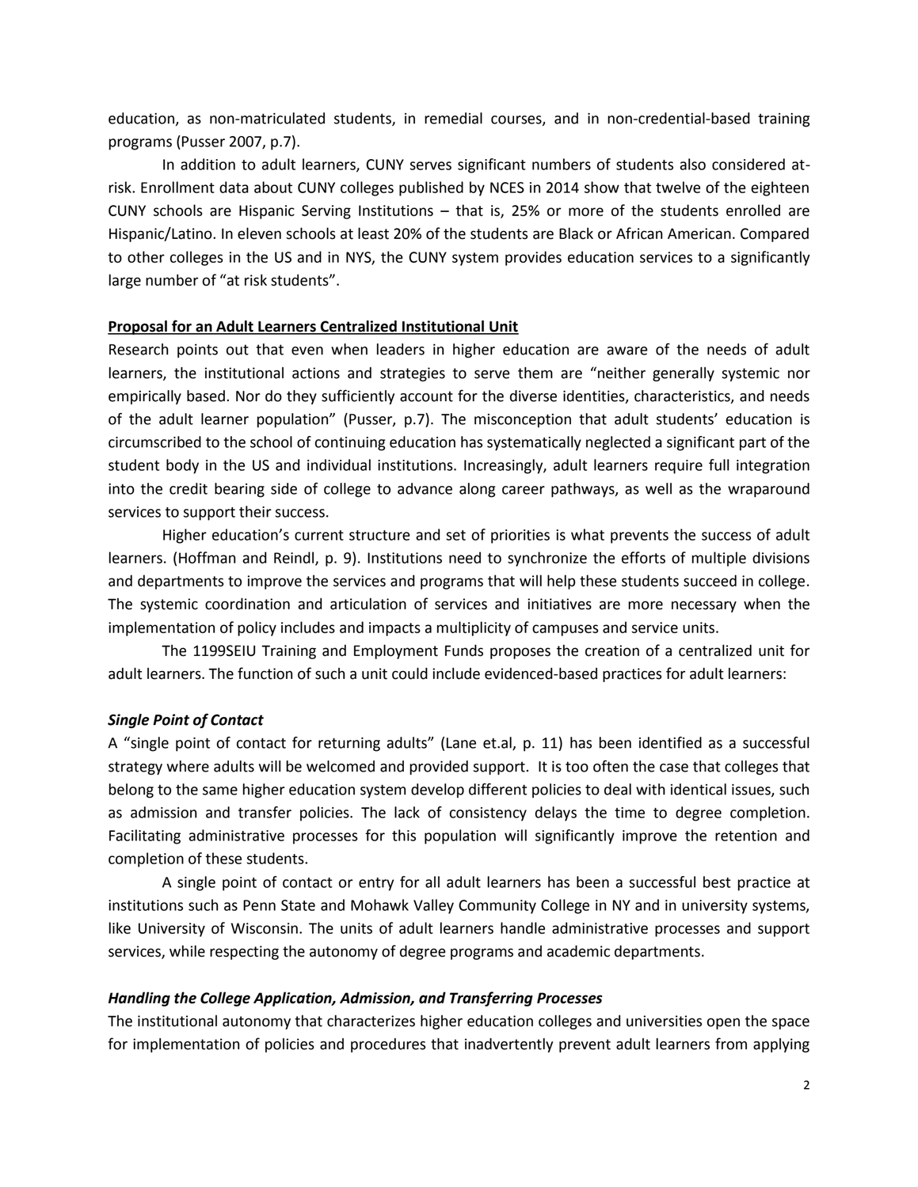education, as non-matriculated students, in remedial courses, and in non-credential-based training programs (Pusser 2007, p.7).

In addition to adult learners, CUNY serves significant numbers of students also considered at-risk. Enrollment data about CUNY colleges published by NCES in 2014 show that twelve of the eighteen CUNY schools are Hispanic Serving Institutions – that is, 25% or more of the students enrolled are Hispanic/Latino. In eleven schools at least 20% of the students are Black or African American. Compared to other colleges in the US and in NYS, the CUNY system provides education services to a significantly large number of "at risk students".

**Proposal for an Adult Learners Centralized Institutional Unit**

Research points out that even when leaders in higher education are aware of the needs of adult learners, the institutional actions and strategies to serve them are "neither generally systemic nor empirically based. Nor do they sufficiently account for the diverse identities, characteristics, and needs of the adult learner population" (Pusser, p.7). The misconception that adult students' education is circumscribed to the school of continuing education has systematically neglected a significant part of the student body in the US and individual institutions. Increasingly, adult learners require full integration into the credit bearing side of college to advance along career pathways, as well as the wraparound services to support their success.

Higher education's current structure and set of priorities is what prevents the success of adult learners. (Hoffman and Reindl, p. 9). Institutions need to synchronize the efforts of multiple divisions and departments to improve the services and programs that will help these students succeed in college. The systemic coordination and articulation of services and initiatives are more necessary when the implementation of policy includes and impacts a multiplicity of campuses and service units.

The 1199SEIU Training and Employment Funds proposes the creation of a centralized unit for adult learners. The function of such a unit could include evidenced-based practices for adult learners:

***Single Point of Contact***

A "single point of contact for returning adults" (Lane et.al, p. 11) has been identified as a successful strategy where adults will be welcomed and provided support. It is too often the case that colleges that belong to the same higher education system develop different policies to deal with identical issues, such as admission and transfer policies. The lack of consistency delays the time to degree completion. Facilitating administrative processes for this population will significantly improve the retention and completion of these students.

A single point of contact or entry for all adult learners has been a successful best practice at institutions such as Penn State and Mohawk Valley Community College in NY and in university systems, like University of Wisconsin. The units of adult learners handle administrative processes and support services, while respecting the autonomy of degree programs and academic departments.

***Handling the College Application, Admission, and Transferring Processes***

The institutional autonomy that characterizes higher education colleges and universities open the space for implementation of policies and procedures that inadvertently prevent adult learners from applying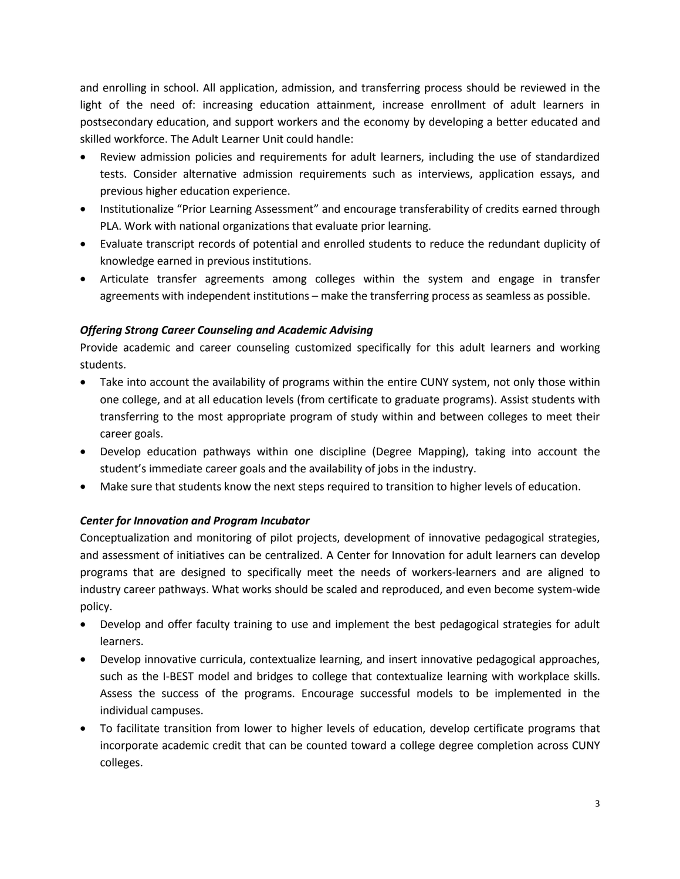and enrolling in school. All application, admission, and transferring process should be reviewed in the light of the need of: increasing education attainment, increase enrollment of adult learners in postsecondary education, and support workers and the economy by developing a better educated and skilled workforce. The Adult Learner Unit could handle:

- Review admission policies and requirements for adult learners, including the use of standardized tests. Consider alternative admission requirements such as interviews, application essays, and previous higher education experience.
- Institutionalize "Prior Learning Assessment" and encourage transferability of credits earned through PLA. Work with national organizations that evaluate prior learning.
- Evaluate transcript records of potential and enrolled students to reduce the redundant duplicity of knowledge earned in previous institutions.
- Articulate transfer agreements among colleges within the system and engage in transfer agreements with independent institutions – make the transferring process as seamless as possible.

***Offering Strong Career Counseling and Academic Advising***

Provide academic and career counseling customized specifically for this adult learners and working students.

- Take into account the availability of programs within the entire CUNY system, not only those within one college, and at all education levels (from certificate to graduate programs). Assist students with transferring to the most appropriate program of study within and between colleges to meet their career goals.
- Develop education pathways within one discipline (Degree Mapping), taking into account the student's immediate career goals and the availability of jobs in the industry.
- Make sure that students know the next steps required to transition to higher levels of education.

***Center for Innovation and Program Incubator***

Conceptualization and monitoring of pilot projects, development of innovative pedagogical strategies, and assessment of initiatives can be centralized. A Center for Innovation for adult learners can develop programs that are designed to specifically meet the needs of workers-learners and are aligned to industry career pathways. What works should be scaled and reproduced, and even become system-wide policy.

- Develop and offer faculty training to use and implement the best pedagogical strategies for adult learners.
- Develop innovative curricula, contextualize learning, and insert innovative pedagogical approaches, such as the I-BEST model and bridges to college that contextualize learning with workplace skills. Assess the success of the programs. Encourage successful models to be implemented in the individual campuses.
- To facilitate transition from lower to higher levels of education, develop certificate programs that incorporate academic credit that can be counted toward a college degree completion across CUNY colleges.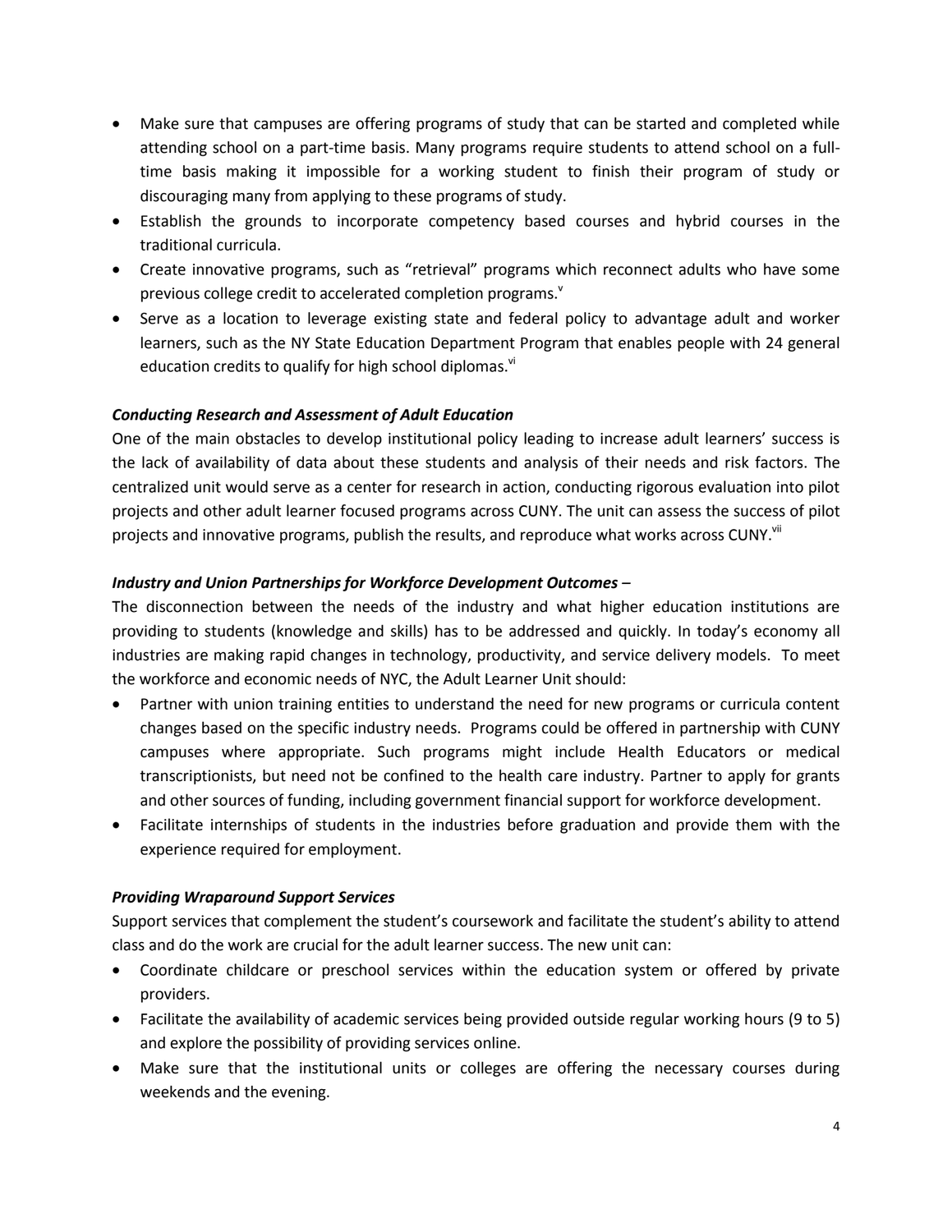- Make sure that campuses are offering programs of study that can be started and completed while attending school on a part-time basis. Many programs require students to attend school on a full-time basis making it impossible for a working student to finish their program of study or discouraging many from applying to these programs of study.
- Establish the grounds to incorporate competency based courses and hybrid courses in the traditional curricula.
- Create innovative programs, such as "retrieval" programs which reconnect adults who have some previous college credit to accelerated completion programs.[v]
- Serve as a location to leverage existing state and federal policy to advantage adult and worker learners, such as the NY State Education Department Program that enables people with 24 general education credits to qualify for high school diplomas.[vi]

***Conducting Research and Assessment of Adult Education***

One of the main obstacles to develop institutional policy leading to increase adult learners' success is the lack of availability of data about these students and analysis of their needs and risk factors. The centralized unit would serve as a center for research in action, conducting rigorous evaluation into pilot projects and other adult learner focused programs across CUNY. The unit can assess the success of pilot projects and innovative programs, publish the results, and reproduce what works across CUNY.[vii]

***Industry and Union Partnerships for Workforce Development Outcomes*** –

The disconnection between the needs of the industry and what higher education institutions are providing to students (knowledge and skills) has to be addressed and quickly. In today's economy all industries are making rapid changes in technology, productivity, and service delivery models. To meet the workforce and economic needs of NYC, the Adult Learner Unit should:

- Partner with union training entities to understand the need for new programs or curricula content changes based on the specific industry needs. Programs could be offered in partnership with CUNY campuses where appropriate. Such programs might include Health Educators or medical transcriptionists, but need not be confined to the health care industry. Partner to apply for grants and other sources of funding, including government financial support for workforce development.
- Facilitate internships of students in the industries before graduation and provide them with the experience required for employment.

***Providing Wraparound Support Services***

Support services that complement the student's coursework and facilitate the student's ability to attend class and do the work are crucial for the adult learner success. The new unit can:

- Coordinate childcare or preschool services within the education system or offered by private providers.
- Facilitate the availability of academic services being provided outside regular working hours (9 to 5) and explore the possibility of providing services online.
- Make sure that the institutional units or colleges are offering the necessary courses during weekends and the evening.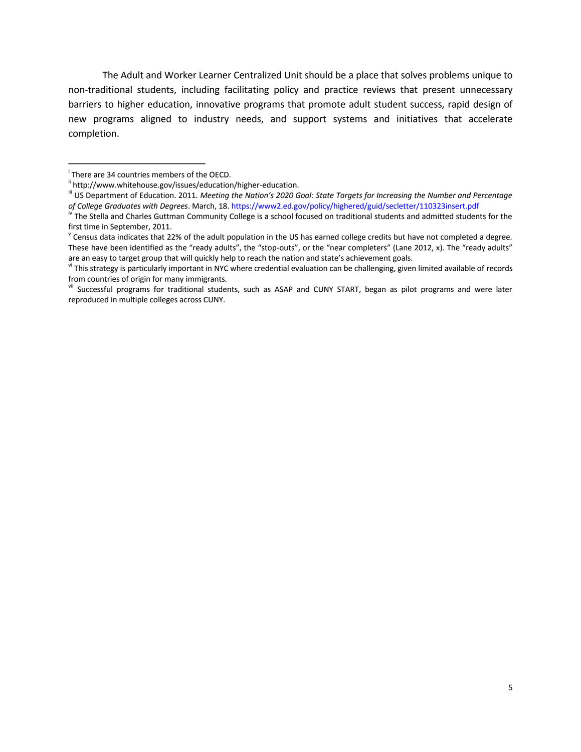The Adult and Worker Learner Centralized Unit should be a place that solves problems unique to non-traditional students, including facilitating policy and practice reviews that present unnecessary barriers to higher education, innovative programs that promote adult student success, rapid design of new programs aligned to industry needs, and support systems and initiatives that accelerate completion.

---

[i] There are 34 countries members of the OECD.

[ii] http://www.whitehouse.gov/issues/education/higher-education.

[iii] US Department of Education. 2011. *Meeting the Nation's 2020 Goal: State Targets for Increasing the Number and Percentage of College Graduates with Degrees*. March, 18. https://www2.ed.gov/policy/highered/guid/secletter/110323insert.pdf

[iv] The Stella and Charles Guttman Community College is a school focused on traditional students and admitted students for the first time in September, 2011.

[v] Census data indicates that 22% of the adult population in the US has earned college credits but have not completed a degree. These have been identified as the "ready adults", the "stop-outs", or the "near completers" (Lane 2012, x). The "ready adults" are an easy to target group that will quickly help to reach the nation and state's achievement goals.

[vi] This strategy is particularly important in NYC where credential evaluation can be challenging, given limited available of records from countries of origin for many immigrants.

[vii] Successful programs for traditional students, such as ASAP and CUNY START, began as pilot programs and were later reproduced in multiple colleges across CUNY.